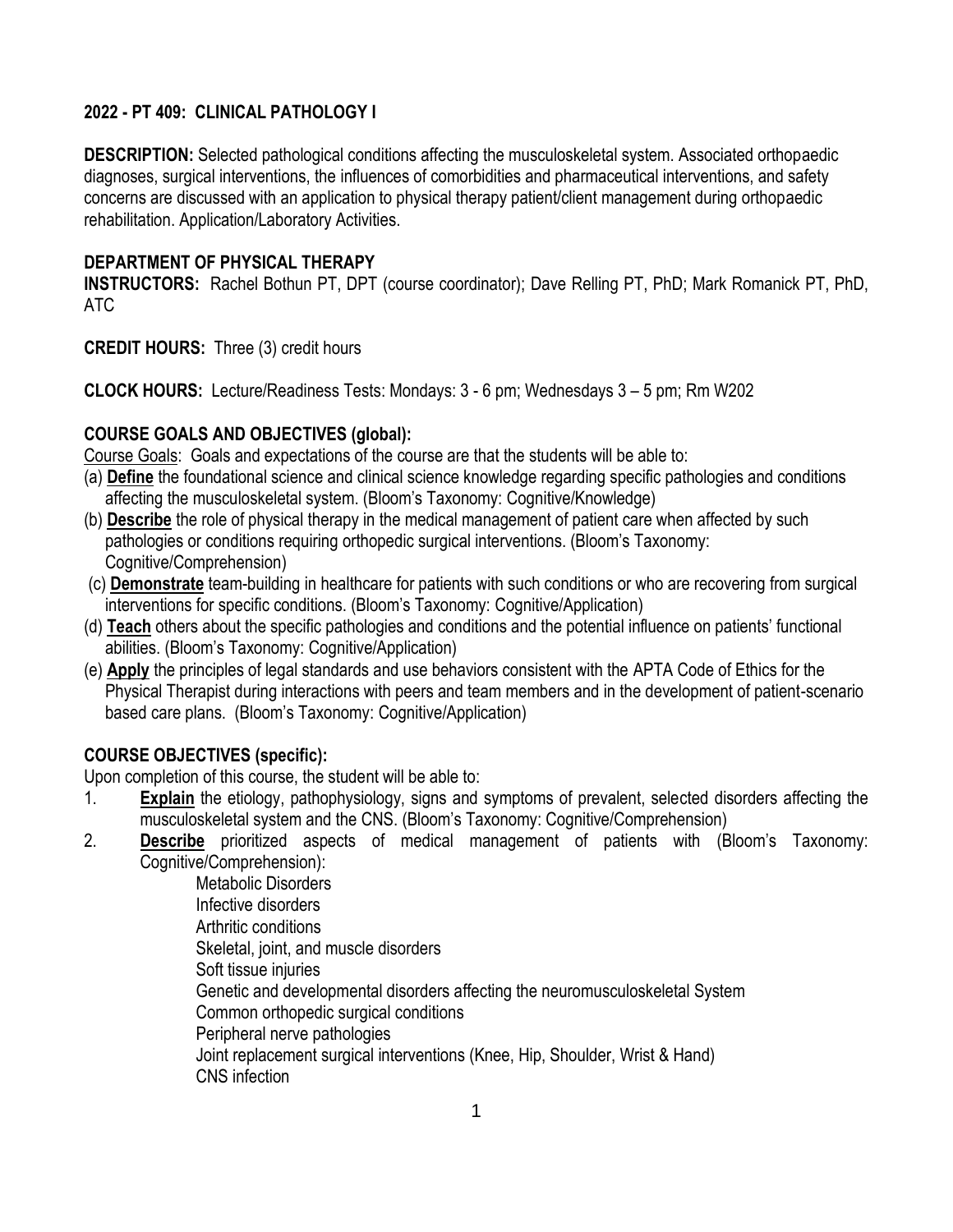# 2022 - PT 409: CLINICAL PATHOLOGY I

**DESCRIPTION:** Selected pathological conditions affecting the musculoskeletal system. Associated orthopaedic diagnoses, surgical interventions, the influences of comorbidities and pharmaceutical interventions, and safety concerns are discussed with an application to physical therapy patient/client management during orthopaedic rehabilitation. Application/Laboratory Activities.

**DEPARTMENT OF PHYSICAL THERAPY**

**INSTRUCTORS:** Rachel Bothun PT, DPT (course coordinator); Dave Relling PT, PhD; Mark Romanick PT, PhD, ATC

**CREDIT HOURS:** Three (3) credit hours

**CLOCK HOURS:** Lecture/Readiness Tests: Mondays: 3 - 6 pm; Wednesdays 3 – 5 pm; Rm W202

## COURSE GOALS AND OBJECTIVES (global):

Course Goals: Goals and expectations of the course are that the students will be able to:

(a) **Define** the foundational science and clinical science knowledge regarding specific pathologies and conditions affecting the musculoskeletal system. (Bloom's Taxonomy: Cognitive/Knowledge)

(b) **Describe** the role of physical therapy in the medical management of patient care when affected by such pathologies or conditions requiring orthopedic surgical interventions. (Bloom's Taxonomy: Cognitive/Comprehension)

(c) **Demonstrate** team-building in healthcare for patients with such conditions or who are recovering from surgical interventions for specific conditions. (Bloom's Taxonomy: Cognitive/Application)

(d) **Teach** others about the specific pathologies and conditions and the potential influence on patients' functional abilities. (Bloom's Taxonomy: Cognitive/Application)

(e) **Apply** the principles of legal standards and use behaviors consistent with the APTA Code of Ethics for the Physical Therapist during interactions with peers and team members and in the development of patient-scenario based care plans. (Bloom's Taxonomy: Cognitive/Application)

## COURSE OBJECTIVES (specific):

Upon completion of this course, the student will be able to:

1. **Explain** the etiology, pathophysiology, signs and symptoms of prevalent, selected disorders affecting the musculoskeletal system and the CNS. (Bloom's Taxonomy: Cognitive/Comprehension)
2. **Describe** prioritized aspects of medical management of patients with (Bloom's Taxonomy: Cognitive/Comprehension):
   - Metabolic Disorders
   - Infective disorders
   - Arthritic conditions
   - Skeletal, joint, and muscle disorders
   - Soft tissue injuries
   - Genetic and developmental disorders affecting the neuromusculoskeletal System
   - Common orthopedic surgical conditions
   - Peripheral nerve pathologies
   - Joint replacement surgical interventions (Knee, Hip, Shoulder, Wrist & Hand)
   - CNS infection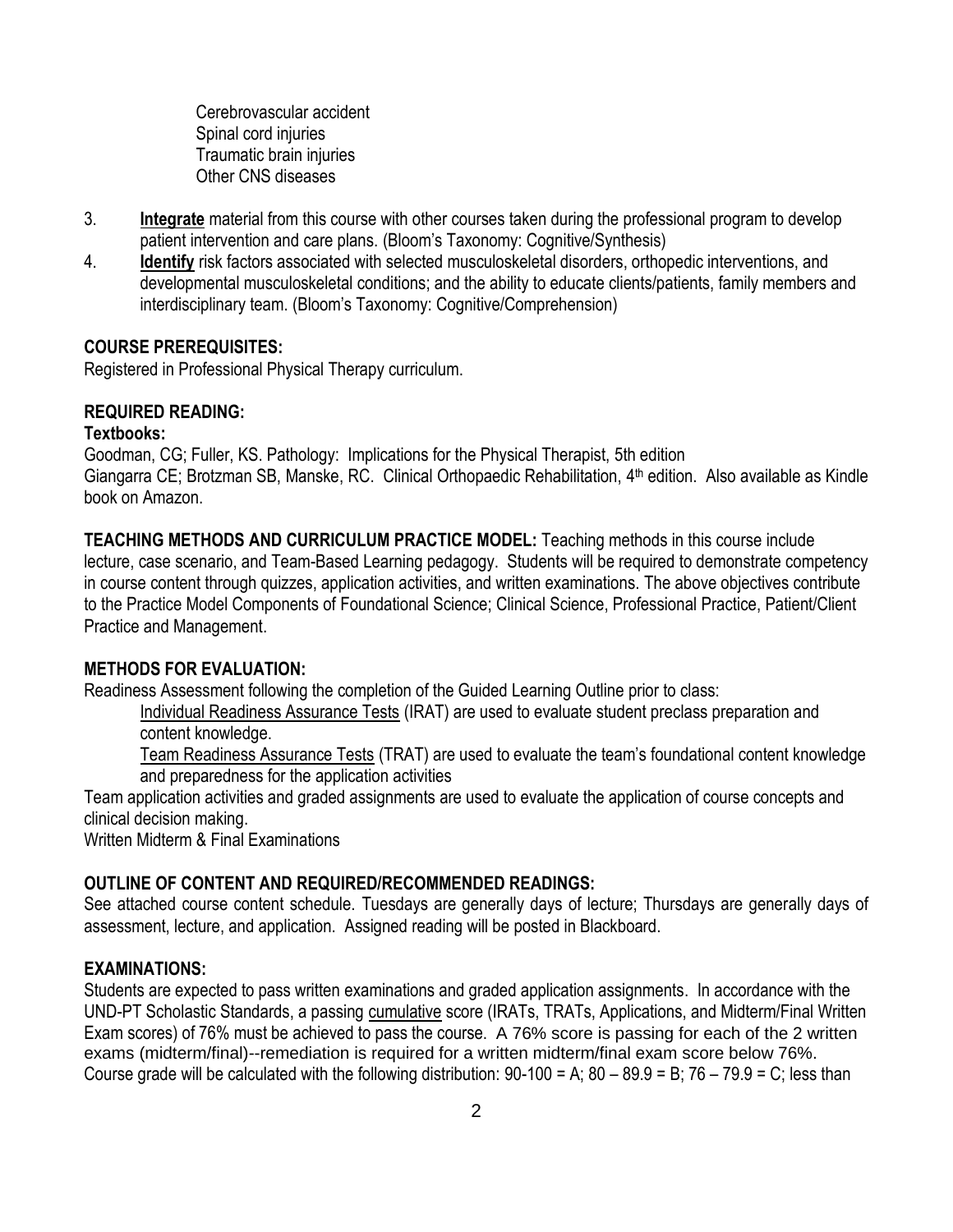Cerebrovascular accident  
Spinal cord injuries  
Traumatic brain injuries  
Other CNS diseases

3. **Integrate** material from this course with other courses taken during the professional program to develop patient intervention and care plans. (Bloom's Taxonomy: Cognitive/Synthesis)
4. **Identify** risk factors associated with selected musculoskeletal disorders, orthopedic interventions, and developmental musculoskeletal conditions; and the ability to educate clients/patients, family members and interdisciplinary team. (Bloom's Taxonomy: Cognitive/Comprehension)

## COURSE PREREQUISITES:

Registered in Professional Physical Therapy curriculum.

## REQUIRED READING:

**Textbooks:**

Goodman, CG; Fuller, KS. Pathology: Implications for the Physical Therapist, 5th edition  
Giangarra CE; Brotzman SB, Manske, RC. Clinical Orthopaedic Rehabilitation, 4th edition. Also available as Kindle book on Amazon.

**TEACHING METHODS AND CURRICULUM PRACTICE MODEL:** Teaching methods in this course include lecture, case scenario, and Team-Based Learning pedagogy. Students will be required to demonstrate competency in course content through quizzes, application activities, and written examinations. The above objectives contribute to the Practice Model Components of Foundational Science; Clinical Science, Professional Practice, Patient/Client Practice and Management.

## METHODS FOR EVALUATION:

Readiness Assessment following the completion of the Guided Learning Outline prior to class:

Individual Readiness Assurance Tests (IRAT) are used to evaluate student preclass preparation and content knowledge.

Team Readiness Assurance Tests (TRAT) are used to evaluate the team's foundational content knowledge and preparedness for the application activities

Team application activities and graded assignments are used to evaluate the application of course concepts and clinical decision making.

Written Midterm & Final Examinations

## OUTLINE OF CONTENT AND REQUIRED/RECOMMENDED READINGS:

See attached course content schedule. Tuesdays are generally days of lecture; Thursdays are generally days of assessment, lecture, and application. Assigned reading will be posted in Blackboard.

## EXAMINATIONS:

Students are expected to pass written examinations and graded application assignments. In accordance with the UND-PT Scholastic Standards, a passing cumulative score (IRATs, TRATs, Applications, and Midterm/Final Written Exam scores) of 76% must be achieved to pass the course. A 76% score is passing for each of the 2 written exams (midterm/final)--remediation is required for a written midterm/final exam score below 76%. Course grade will be calculated with the following distribution: 90-100 = A; 80 – 89.9 = B; 76 – 79.9 = C; less than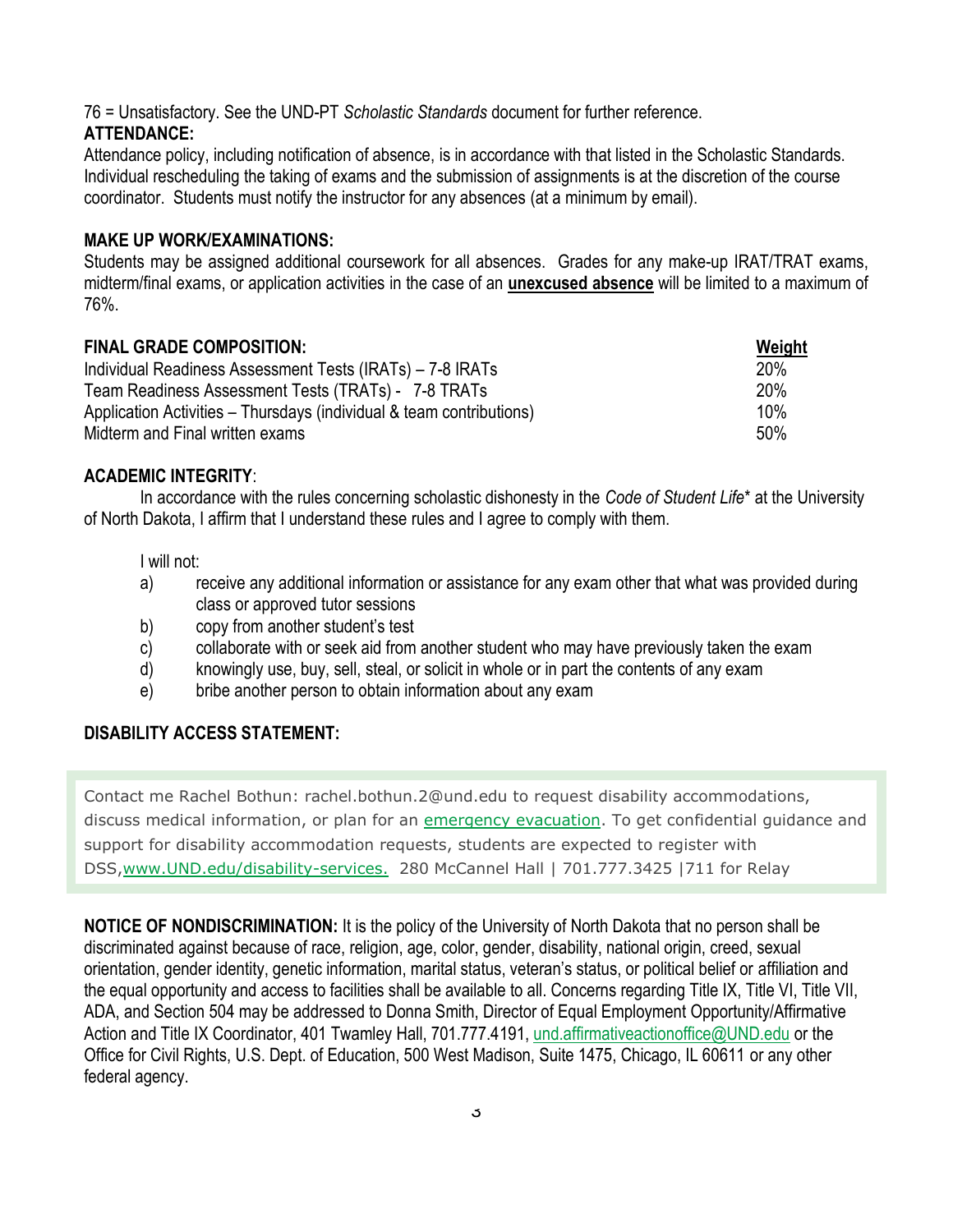76 = Unsatisfactory. See the UND-PT *Scholastic Standards* document for further reference.

**ATTENDANCE:**

Attendance policy, including notification of absence, is in accordance with that listed in the Scholastic Standards. Individual rescheduling the taking of exams and the submission of assignments is at the discretion of the course coordinator. Students must notify the instructor for any absences (at a minimum by email).

**MAKE UP WORK/EXAMINATIONS:**

Students may be assigned additional coursework for all absences. Grades for any make-up IRAT/TRAT exams, midterm/final exams, or application activities in the case of an **unexcused absence** will be limited to a maximum of 76%.

| **FINAL GRADE COMPOSITION:** | **Weight** |
|---|---|
| Individual Readiness Assessment Tests (IRATs) – 7-8 IRATs | 20% |
| Team Readiness Assessment Tests (TRATs) - 7-8 TRATs | 20% |
| Application Activities – Thursdays (individual & team contributions) | 10% |
| Midterm and Final written exams | 50% |

**ACADEMIC INTEGRITY**:

In accordance with the rules concerning scholastic dishonesty in the *Code of Student Life** at the University of North Dakota, I affirm that I understand these rules and I agree to comply with them.

I will not:

a) receive any additional information or assistance for any exam other that what was provided during class or approved tutor sessions
b) copy from another student's test
c) collaborate with or seek aid from another student who may have previously taken the exam
d) knowingly use, buy, sell, steal, or solicit in whole or in part the contents of any exam
e) bribe another person to obtain information about any exam

**DISABILITY ACCESS STATEMENT:**

Contact me Rachel Bothun: rachel.bothun.2@und.edu to request disability accommodations, discuss medical information, or plan for an emergency evacuation. To get confidential guidance and support for disability accommodation requests, students are expected to register with DSS,www.UND.edu/disability-services. 280 McCannel Hall | 701.777.3425 |711 for Relay

**NOTICE OF NONDISCRIMINATION:** It is the policy of the University of North Dakota that no person shall be discriminated against because of race, religion, age, color, gender, disability, national origin, creed, sexual orientation, gender identity, genetic information, marital status, veteran's status, or political belief or affiliation and the equal opportunity and access to facilities shall be available to all. Concerns regarding Title IX, Title VI, Title VII, ADA, and Section 504 may be addressed to Donna Smith, Director of Equal Employment Opportunity/Affirmative Action and Title IX Coordinator, 401 Twamley Hall, 701.777.4191, und.affirmativeactionoffice@UND.edu or the Office for Civil Rights, U.S. Dept. of Education, 500 West Madison, Suite 1475, Chicago, IL 60611 or any other federal agency.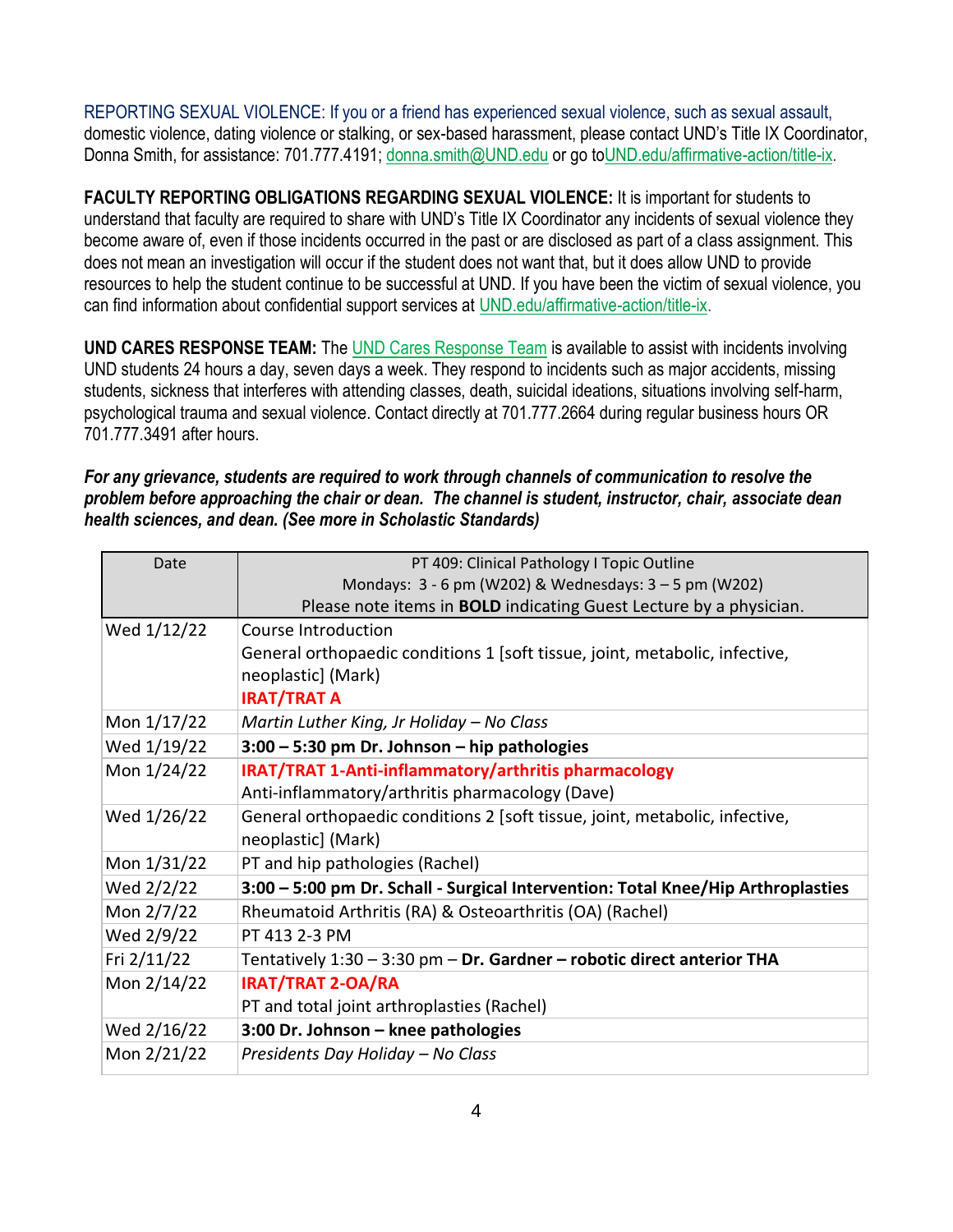REPORTING SEXUAL VIOLENCE: If you or a friend has experienced sexual violence, such as sexual assault, domestic violence, dating violence or stalking, or sex-based harassment, please contact UND's Title IX Coordinator, Donna Smith, for assistance: 701.777.4191; donna.smith@UND.edu or go toUND.edu/affirmative-action/title-ix.

**FACULTY REPORTING OBLIGATIONS REGARDING SEXUAL VIOLENCE:** It is important for students to understand that faculty are required to share with UND's Title IX Coordinator any incidents of sexual violence they become aware of, even if those incidents occurred in the past or are disclosed as part of a class assignment. This does not mean an investigation will occur if the student does not want that, but it does allow UND to provide resources to help the student continue to be successful at UND. If you have been the victim of sexual violence, you can find information about confidential support services at UND.edu/affirmative-action/title-ix.

**UND CARES RESPONSE TEAM:** The UND Cares Response Team is available to assist with incidents involving UND students 24 hours a day, seven days a week. They respond to incidents such as major accidents, missing students, sickness that interferes with attending classes, death, suicidal ideations, situations involving self-harm, psychological trauma and sexual violence. Contact directly at 701.777.2664 during regular business hours OR 701.777.3491 after hours.

***For any grievance, students are required to work through channels of communication to resolve the problem before approaching the chair or dean. The channel is student, instructor, chair, associate dean health sciences, and dean. (See more in Scholastic Standards)***

| Date | PT 409: Clinical Pathology I Topic Outline<br>Mondays: 3 - 6 pm (W202) & Wednesdays: 3 – 5 pm (W202)<br>Please note items in **BOLD** indicating Guest Lecture by a physician. |
|---|---|
| Wed 1/12/22 | Course Introduction<br>General orthopaedic conditions 1 [soft tissue, joint, metabolic, infective, neoplastic] (Mark)<br>**IRAT/TRAT A** |
| Mon 1/17/22 | *Martin Luther King, Jr Holiday – No Class* |
| Wed 1/19/22 | **3:00 – 5:30 pm Dr. Johnson – hip pathologies** |
| Mon 1/24/22 | **IRAT/TRAT 1-Anti-inflammatory/arthritis pharmacology**<br>Anti-inflammatory/arthritis pharmacology (Dave) |
| Wed 1/26/22 | General orthopaedic conditions 2 [soft tissue, joint, metabolic, infective, neoplastic] (Mark) |
| Mon 1/31/22 | PT and hip pathologies (Rachel) |
| Wed 2/2/22 | **3:00 – 5:00 pm Dr. Schall - Surgical Intervention: Total Knee/Hip Arthroplasties** |
| Mon 2/7/22 | Rheumatoid Arthritis (RA) & Osteoarthritis (OA) (Rachel) |
| Wed 2/9/22 | PT 413 2-3 PM |
| Fri 2/11/22 | Tentatively 1:30 – 3:30 pm – **Dr. Gardner – robotic direct anterior THA** |
| Mon 2/14/22 | **IRAT/TRAT 2-OA/RA**<br>PT and total joint arthroplasties (Rachel) |
| Wed 2/16/22 | **3:00 Dr. Johnson – knee pathologies** |
| Mon 2/21/22 | *Presidents Day Holiday – No Class* |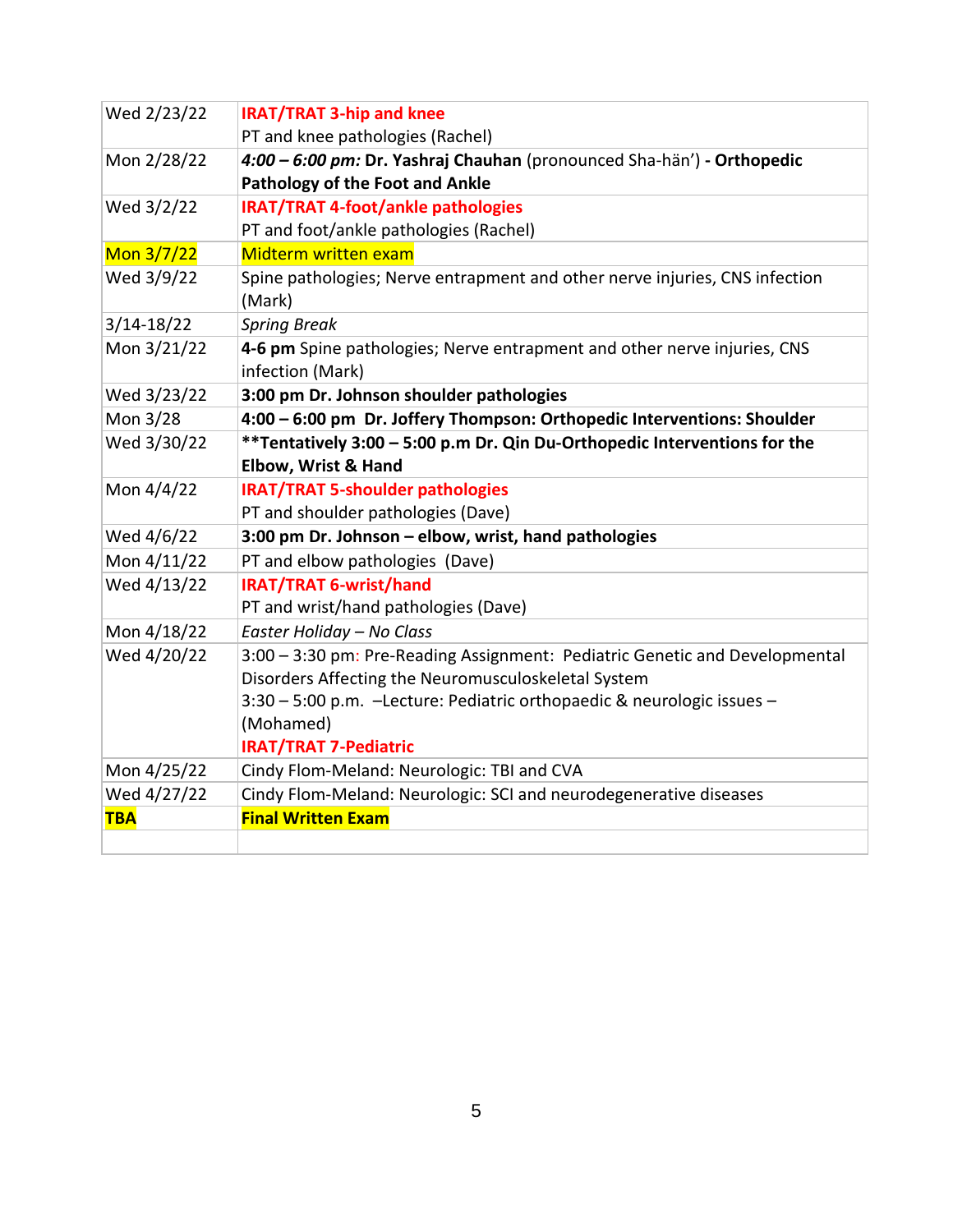| | |
|---|---|
| Wed 2/23/22 | **IRAT/TRAT 3-hip and knee**<br>PT and knee pathologies (Rachel) |
| Mon 2/28/22 | ***4:00 – 6:00 pm:* Dr. Yashraj Chauhan** (pronounced Sha-hän') **- Orthopedic Pathology of the Foot and Ankle** |
| Wed 3/2/22 | **IRAT/TRAT 4-foot/ankle pathologies**<br>PT and foot/ankle pathologies (Rachel) |
| Mon 3/7/22 | Midterm written exam |
| Wed 3/9/22 | Spine pathologies; Nerve entrapment and other nerve injuries, CNS infection (Mark) |
| 3/14-18/22 | *Spring Break* |
| Mon 3/21/22 | **4-6 pm** Spine pathologies; Nerve entrapment and other nerve injuries, CNS infection (Mark) |
| Wed 3/23/22 | **3:00 pm Dr. Johnson shoulder pathologies** |
| Mon 3/28 | **4:00 – 6:00 pm Dr. Joffery Thompson: Orthopedic Interventions: Shoulder** |
| Wed 3/30/22 | **\*\*Tentatively 3:00 – 5:00 p.m Dr. Qin Du-Orthopedic Interventions for the Elbow, Wrist & Hand** |
| Mon 4/4/22 | **IRAT/TRAT 5-shoulder pathologies**<br>PT and shoulder pathologies (Dave) |
| Wed 4/6/22 | **3:00 pm Dr. Johnson – elbow, wrist, hand pathologies** |
| Mon 4/11/22 | PT and elbow pathologies (Dave) |
| Wed 4/13/22 | **IRAT/TRAT 6-wrist/hand**<br>PT and wrist/hand pathologies (Dave) |
| Mon 4/18/22 | *Easter Holiday – No Class* |
| Wed 4/20/22 | 3:00 – 3:30 pm: Pre-Reading Assignment: Pediatric Genetic and Developmental Disorders Affecting the Neuromusculoskeletal System<br>3:30 – 5:00 p.m. –Lecture: Pediatric orthopaedic & neurologic issues – (Mohamed)<br>**IRAT/TRAT 7-Pediatric** |
| Mon 4/25/22 | Cindy Flom-Meland: Neurologic: TBI and CVA |
| Wed 4/27/22 | Cindy Flom-Meland: Neurologic: SCI and neurodegenerative diseases |
| **TBA** | **Final Written Exam** |
| | |